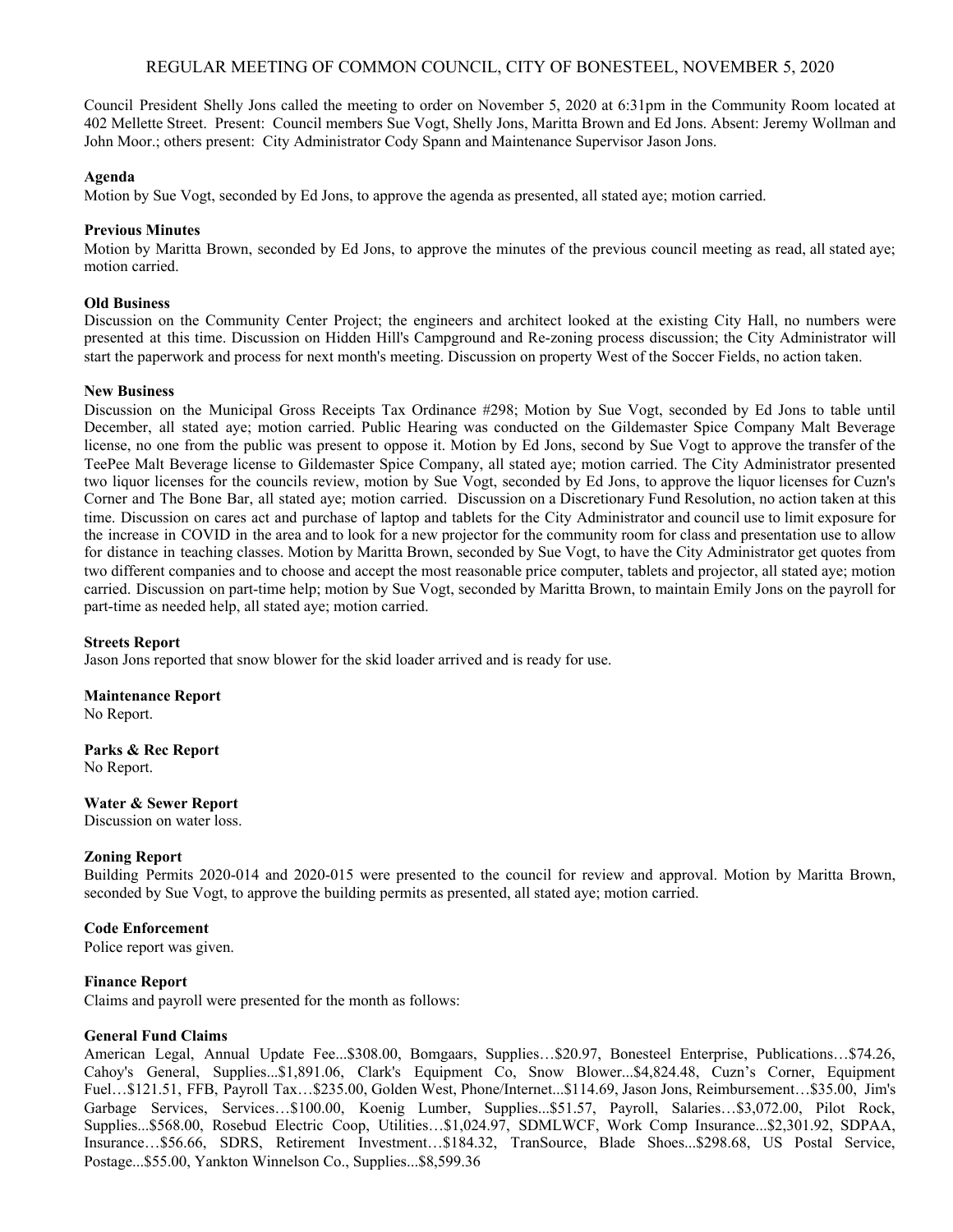# REGULAR MEETING OF COMMON COUNCIL, CITY OF BONESTEEL, NOVEMBER 5, 2020

Council President Shelly Jons called the meeting to order on November 5, 2020 at 6:31pm in the Community Room located at 402 Mellette Street. Present: Council members Sue Vogt, Shelly Jons, Maritta Brown and Ed Jons. Absent: Jeremy Wollman and John Moor.; others present: City Administrator Cody Spann and Maintenance Supervisor Jason Jons.

**Agenda**
Motion by Sue Vogt, seconded by Ed Jons, to approve the agenda as presented, all stated aye; motion carried.

**Previous Minutes**
Motion by Maritta Brown, seconded by Ed Jons, to approve the minutes of the previous council meeting as read, all stated aye; motion carried.

**Old Business**
Discussion on the Community Center Project; the engineers and architect looked at the existing City Hall, no numbers were presented at this time. Discussion on Hidden Hill's Campground and Re-zoning process discussion; the City Administrator will start the paperwork and process for next month's meeting. Discussion on property West of the Soccer Fields, no action taken.

**New Business**
Discussion on the Municipal Gross Receipts Tax Ordinance #298; Motion by Sue Vogt, seconded by Ed Jons to table until December, all stated aye; motion carried. Public Hearing was conducted on the Gildemaster Spice Company Malt Beverage license, no one from the public was present to oppose it. Motion by Ed Jons, second by Sue Vogt to approve the transfer of the TeePee Malt Beverage license to Gildemaster Spice Company, all stated aye; motion carried. The City Administrator presented two liquor licenses for the councils review, motion by Sue Vogt, seconded by Ed Jons, to approve the liquor licenses for Cuzn's Corner and The Bone Bar, all stated aye; motion carried. Discussion on a Discretionary Fund Resolution, no action taken at this time. Discussion on cares act and purchase of laptop and tablets for the City Administrator and council use to limit exposure for the increase in COVID in the area and to look for a new projector for the community room for class and presentation use to allow for distance in teaching classes. Motion by Maritta Brown, seconded by Sue Vogt, to have the City Administrator get quotes from two different companies and to choose and accept the most reasonable price computer, tablets and projector, all stated aye; motion carried. Discussion on part-time help; motion by Sue Vogt, seconded by Maritta Brown, to maintain Emily Jons on the payroll for part-time as needed help, all stated aye; motion carried.

**Streets Report**
Jason Jons reported that snow blower for the skid loader arrived and is ready for use.

**Maintenance Report**
No Report.

**Parks & Rec Report**
No Report.

**Water & Sewer Report**
Discussion on water loss.

**Zoning Report**
Building Permits 2020-014 and 2020-015 were presented to the council for review and approval. Motion by Maritta Brown, seconded by Sue Vogt, to approve the building permits as presented, all stated aye; motion carried.

**Code Enforcement**
Police report was given.

**Finance Report**
Claims and payroll were presented for the month as follows:

**General Fund Claims**
American Legal, Annual Update Fee...$308.00, Bomgaars, Supplies…$20.97, Bonesteel Enterprise, Publications…$74.26, Cahoy's General, Supplies...$1,891.06, Clark's Equipment Co, Snow Blower...$4,824.48, Cuzn's Corner, Equipment Fuel…$121.51, FFB, Payroll Tax…$235.00, Golden West, Phone/Internet...$114.69, Jason Jons, Reimbursement…$35.00, Jim's Garbage Services, Services…$100.00, Koenig Lumber, Supplies...$51.57, Payroll, Salaries…$3,072.00, Pilot Rock, Supplies...$568.00, Rosebud Electric Coop, Utilities…$1,024.97, SDMLWCF, Work Comp Insurance...$2,301.92, SDPAA, Insurance…$56.66, SDRS, Retirement Investment…$184.32, TranSource, Blade Shoes...$298.68, US Postal Service, Postage...$55.00, Yankton Winnelson Co., Supplies...$8,599.36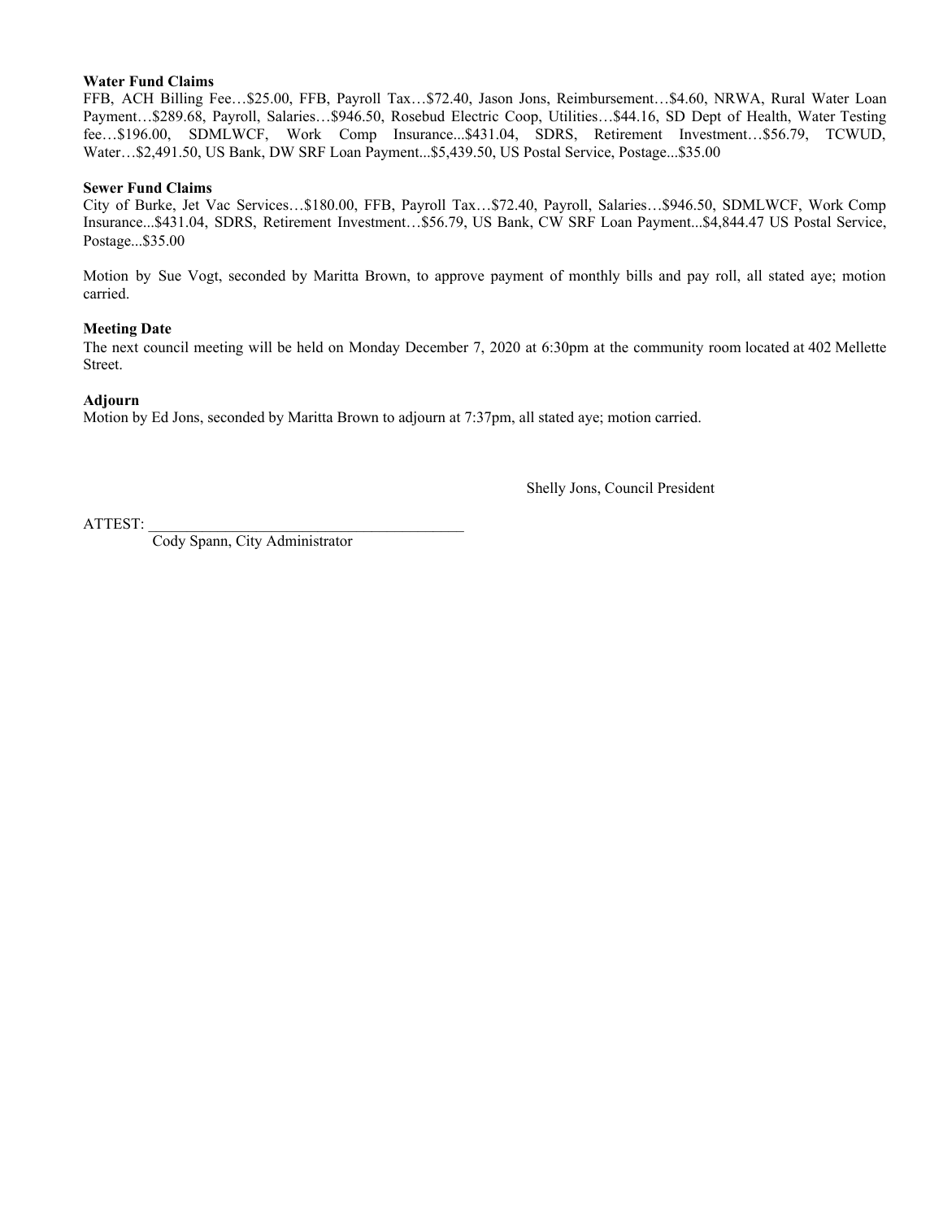**Water Fund Claims**

FFB, ACH Billing Fee…$25.00, FFB, Payroll Tax…$72.40, Jason Jons, Reimbursement…$4.60, NRWA, Rural Water Loan Payment…$289.68, Payroll, Salaries…$946.50, Rosebud Electric Coop, Utilities…$44.16, SD Dept of Health, Water Testing fee…$196.00, SDMLWCF, Work Comp Insurance...$431.04, SDRS, Retirement Investment…$56.79, TCWUD, Water…$2,491.50, US Bank, DW SRF Loan Payment...$5,439.50, US Postal Service, Postage...$35.00

**Sewer Fund Claims**

City of Burke, Jet Vac Services…$180.00, FFB, Payroll Tax…$72.40, Payroll, Salaries…$946.50, SDMLWCF, Work Comp Insurance...$431.04, SDRS, Retirement Investment…$56.79, US Bank, CW SRF Loan Payment...$4,844.47 US Postal Service, Postage...$35.00

Motion by Sue Vogt, seconded by Maritta Brown, to approve payment of monthly bills and pay roll, all stated aye; motion carried.

**Meeting Date**

The next council meeting will be held on Monday December 7, 2020 at 6:30pm at the community room located at 402 Mellette Street.

**Adjourn**

Motion by Ed Jons, seconded by Maritta Brown to adjourn at 7:37pm, all stated aye; motion carried.

Shelly Jons, Council President

ATTEST: ___________________________________________

Cody Spann, City Administrator